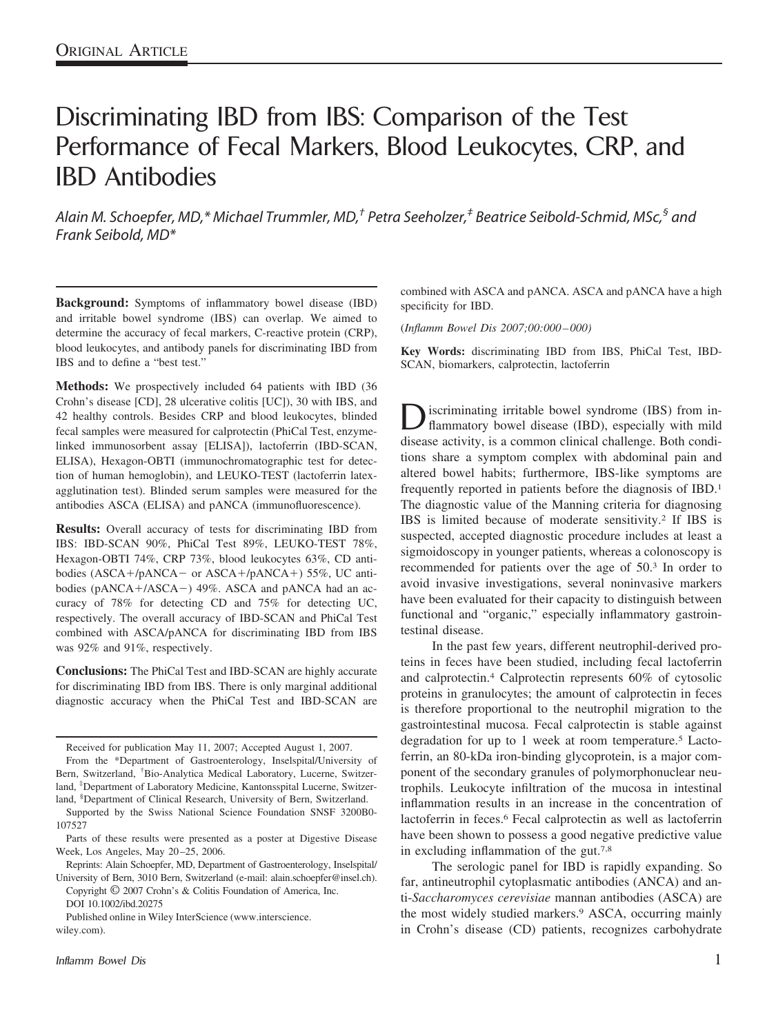Original Article

# Discriminating IBD from IBS: Comparison of the Test Performance of Fecal Markers, Blood Leukocytes, CRP, and IBD Antibodies

*Alain M. Schoepfer, MD,\* Michael Trummler, MD,† Petra Seeholzer,‡ Beatrice Seibold-Schmid, MSc,§ and Frank Seibold, MD\**

**Background:** Symptoms of inflammatory bowel disease (IBD) and irritable bowel syndrome (IBS) can overlap. We aimed to determine the accuracy of fecal markers, C-reactive protein (CRP), blood leukocytes, and antibody panels for discriminating IBD from IBS and to define a "best test."

**Methods:** We prospectively included 64 patients with IBD (36 Crohn's disease [CD], 28 ulcerative colitis [UC]), 30 with IBS, and 42 healthy controls. Besides CRP and blood leukocytes, blinded fecal samples were measured for calprotectin (PhiCal Test, enzyme-linked immunosorbent assay [ELISA]), lactoferrin (IBD-SCAN, ELISA), Hexagon-OBTI (immunochromatographic test for detection of human hemoglobin), and LEUKO-TEST (lactoferrin latex-agglutination test). Blinded serum samples were measured for the antibodies ASCA (ELISA) and pANCA (immunofluorescence).

**Results:** Overall accuracy of tests for discriminating IBD from IBS: IBD-SCAN 90%, PhiCal Test 89%, LEUKO-TEST 78%, Hexagon-OBTI 74%, CRP 73%, blood leukocytes 63%, CD antibodies (ASCA+/pANCA− or ASCA+/pANCA+) 55%, UC antibodies (pANCA+/ASCA−) 49%. ASCA and pANCA had an accuracy of 78% for detecting CD and 75% for detecting UC, respectively. The overall accuracy of IBD-SCAN and PhiCal Test combined with ASCA/pANCA for discriminating IBD from IBS was 92% and 91%, respectively.

**Conclusions:** The PhiCal Test and IBD-SCAN are highly accurate for discriminating IBD from IBS. There is only marginal additional diagnostic accuracy when the PhiCal Test and IBD-SCAN are combined with ASCA and pANCA. ASCA and pANCA have a high specificity for IBD.

(*Inflamm Bowel Dis 2007;00:000–000*)

**Key Words:** discriminating IBD from IBS, PhiCal Test, IBD-SCAN, biomarkers, calprotectin, lactoferrin

Received for publication May 11, 2007; Accepted August 1, 2007.

From the \*Department of Gastroenterology, Inselspital/University of Bern, Switzerland, †Bio-Analytica Medical Laboratory, Lucerne, Switzerland, ‡Department of Laboratory Medicine, Kantonsspital Lucerne, Switzerland, §Department of Clinical Research, University of Bern, Switzerland.

Supported by the Swiss National Science Foundation SNSF 3200B0-107527

Parts of these results were presented as a poster at Digestive Disease Week, Los Angeles, May 20–25, 2006.

Reprints: Alain Schoepfer, MD, Department of Gastroenterology, Inselspital/University of Bern, 3010 Bern, Switzerland (e-mail: alain.schoepfer@insel.ch).

Copyright © 2007 Crohn's & Colitis Foundation of America, Inc.

DOI 10.1002/ibd.20275

Published online in Wiley InterScience (www.interscience.wiley.com).

Discriminating irritable bowel syndrome (IBS) from inflammatory bowel disease (IBD), especially with mild disease activity, is a common clinical challenge. Both conditions share a symptom complex with abdominal pain and altered bowel habits; furthermore, IBS-like symptoms are frequently reported in patients before the diagnosis of IBD.[1] The diagnostic value of the Manning criteria for diagnosing IBS is limited because of moderate sensitivity.[2] If IBS is suspected, accepted diagnostic procedure includes at least a sigmoidoscopy in younger patients, whereas a colonoscopy is recommended for patients over the age of 50.[3] In order to avoid invasive investigations, several noninvasive markers have been evaluated for their capacity to distinguish between functional and "organic," especially inflammatory gastrointestinal disease.

In the past few years, different neutrophil-derived proteins in feces have been studied, including fecal lactoferrin and calprotectin.[4] Calprotectin represents 60% of cytosolic proteins in granulocytes; the amount of calprotectin in feces is therefore proportional to the neutrophil migration to the gastrointestinal mucosa. Fecal calprotectin is stable against degradation for up to 1 week at room temperature.[5] Lactoferrin, an 80-kDa iron-binding glycoprotein, is a major component of the secondary granules of polymorphonuclear neutrophils. Leukocyte infiltration of the mucosa in intestinal inflammation results in an increase in the concentration of lactoferrin in feces.[6] Fecal calprotectin as well as lactoferrin have been shown to possess a good negative predictive value in excluding inflammation of the gut.[7,8]

The serologic panel for IBD is rapidly expanding. So far, antineutrophil cytoplasmatic antibodies (ANCA) and anti-*Saccharomyces cerevisiae* mannan antibodies (ASCA) are the most widely studied markers.[9] ASCA, occurring mainly in Crohn's disease (CD) patients, recognizes carbohydrate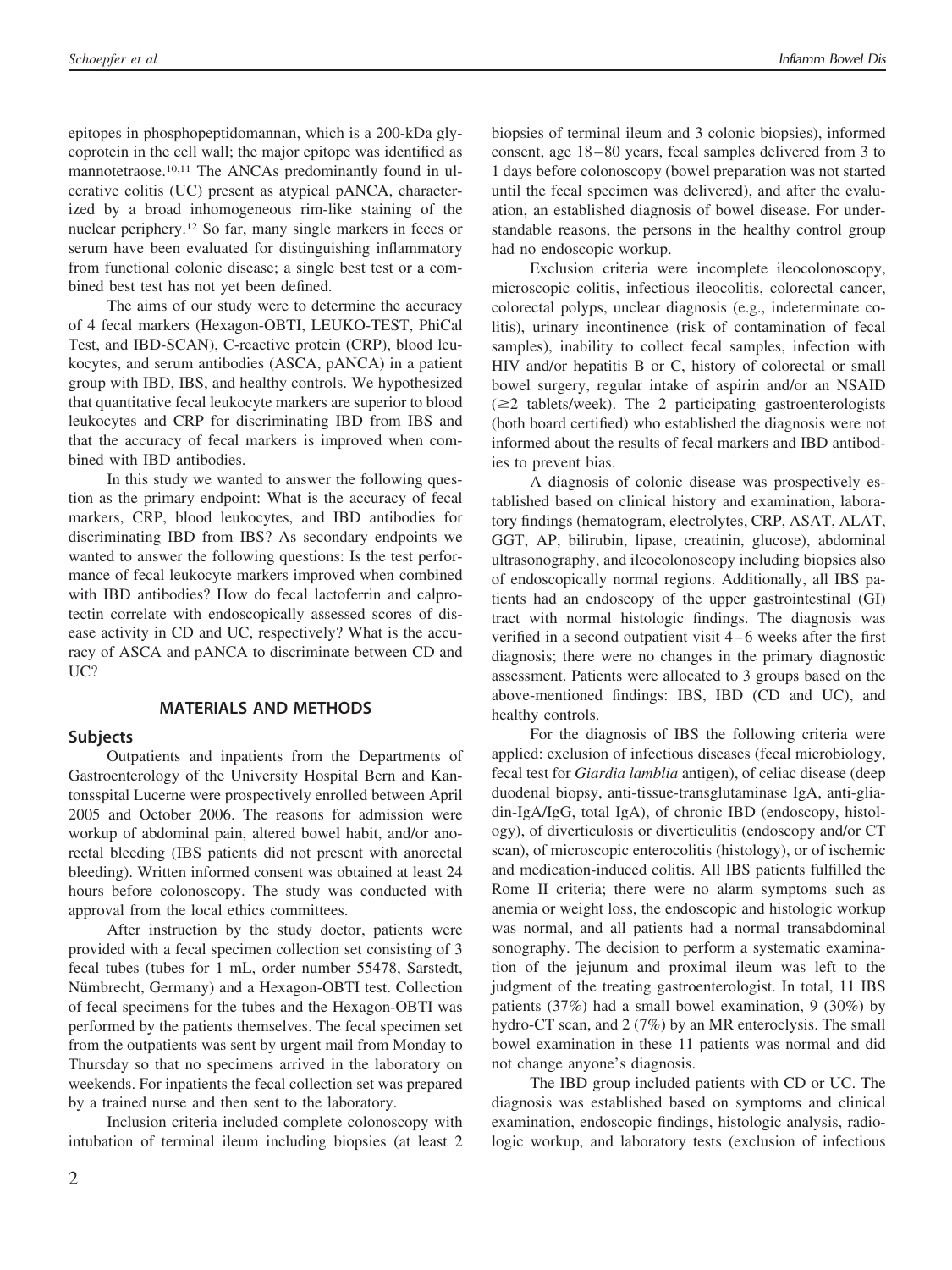epitopes in phosphopeptidomannan, which is a 200-kDa glycoprotein in the cell wall; the major epitope was identified as mannotetraose.[10,11] The ANCAs predominantly found in ulcerative colitis (UC) present as atypical pANCA, characterized by a broad inhomogeneous rim-like staining of the nuclear periphery.[12] So far, many single markers in feces or serum have been evaluated for distinguishing inflammatory from functional colonic disease; a single best test or a combined best test has not yet been defined.

The aims of our study were to determine the accuracy of 4 fecal markers (Hexagon-OBTI, LEUKO-TEST, PhiCal Test, and IBD-SCAN), C-reactive protein (CRP), blood leukocytes, and serum antibodies (ASCA, pANCA) in a patient group with IBD, IBS, and healthy controls. We hypothesized that quantitative fecal leukocyte markers are superior to blood leukocytes and CRP for discriminating IBD from IBS and that the accuracy of fecal markers is improved when combined with IBD antibodies.

In this study we wanted to answer the following question as the primary endpoint: What is the accuracy of fecal markers, CRP, blood leukocytes, and IBD antibodies for discriminating IBD from IBS? As secondary endpoints we wanted to answer the following questions: Is the test performance of fecal leukocyte markers improved when combined with IBD antibodies? How do fecal lactoferrin and calprotectin correlate with endoscopically assessed scores of disease activity in CD and UC, respectively? What is the accuracy of ASCA and pANCA to discriminate between CD and UC?

## MATERIALS AND METHODS

### Subjects

Outpatients and inpatients from the Departments of Gastroenterology of the University Hospital Bern and Kantonsspital Lucerne were prospectively enrolled between April 2005 and October 2006. The reasons for admission were workup of abdominal pain, altered bowel habit, and/or anorectal bleeding (IBS patients did not present with anorectal bleeding). Written informed consent was obtained at least 24 hours before colonoscopy. The study was conducted with approval from the local ethics committees.

After instruction by the study doctor, patients were provided with a fecal specimen collection set consisting of 3 fecal tubes (tubes for 1 mL, order number 55478, Sarstedt, Nümbrecht, Germany) and a Hexagon-OBTI test. Collection of fecal specimens for the tubes and the Hexagon-OBTI was performed by the patients themselves. The fecal specimen set from the outpatients was sent by urgent mail from Monday to Thursday so that no specimens arrived in the laboratory on weekends. For inpatients the fecal collection set was prepared by a trained nurse and then sent to the laboratory.

Inclusion criteria included complete colonoscopy with intubation of terminal ileum including biopsies (at least 2 biopsies of terminal ileum and 3 colonic biopsies), informed consent, age 18–80 years, fecal samples delivered from 3 to 1 days before colonoscopy (bowel preparation was not started until the fecal specimen was delivered), and after the evaluation, an established diagnosis of bowel disease. For understandable reasons, the persons in the healthy control group had no endoscopic workup.

Exclusion criteria were incomplete ileocolonoscopy, microscopic colitis, infectious ileocolitis, colorectal cancer, colorectal polyps, unclear diagnosis (e.g., indeterminate colitis), urinary incontinence (risk of contamination of fecal samples), inability to collect fecal samples, infection with HIV and/or hepatitis B or C, history of colorectal or small bowel surgery, regular intake of aspirin and/or an NSAID ($\geq$2 tablets/week). The 2 participating gastroenterologists (both board certified) who established the diagnosis were not informed about the results of fecal markers and IBD antibodies to prevent bias.

A diagnosis of colonic disease was prospectively established based on clinical history and examination, laboratory findings (hematogram, electrolytes, CRP, ASAT, ALAT, GGT, AP, bilirubin, lipase, creatinin, glucose), abdominal ultrasonography, and ileocolonoscopy including biopsies also of endoscopically normal regions. Additionally, all IBS patients had an endoscopy of the upper gastrointestinal (GI) tract with normal histologic findings. The diagnosis was verified in a second outpatient visit 4–6 weeks after the first diagnosis; there were no changes in the primary diagnostic assessment. Patients were allocated to 3 groups based on the above-mentioned findings: IBS, IBD (CD and UC), and healthy controls.

For the diagnosis of IBS the following criteria were applied: exclusion of infectious diseases (fecal microbiology, fecal test for *Giardia lamblia* antigen), of celiac disease (deep duodenal biopsy, anti-tissue-transglutaminase IgA, anti-gliadin-IgA/IgG, total IgA), of chronic IBD (endoscopy, histology), of diverticulosis or diverticulitis (endoscopy and/or CT scan), of microscopic enterocolitis (histology), or of ischemic and medication-induced colitis. All IBS patients fulfilled the Rome II criteria; there were no alarm symptoms such as anemia or weight loss, the endoscopic and histologic workup was normal, and all patients had a normal transabdominal sonography. The decision to perform a systematic examination of the jejunum and proximal ileum was left to the judgment of the treating gastroenterologist. In total, 11 IBS patients (37%) had a small bowel examination, 9 (30%) by hydro-CT scan, and 2 (7%) by an MR enteroclysis. The small bowel examination in these 11 patients was normal and did not change anyone's diagnosis.

The IBD group included patients with CD or UC. The diagnosis was established based on symptoms and clinical examination, endoscopic findings, histologic analysis, radiologic workup, and laboratory tests (exclusion of infectious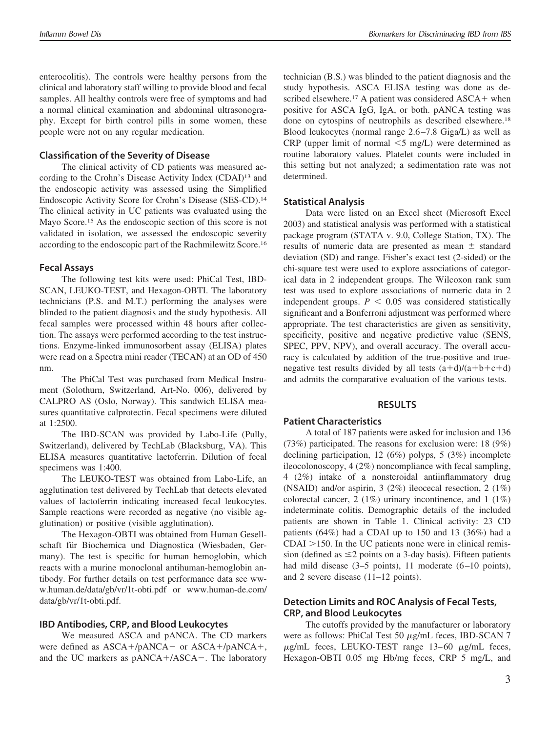enterocolitis). The controls were healthy persons from the clinical and laboratory staff willing to provide blood and fecal samples. All healthy controls were free of symptoms and had a normal clinical examination and abdominal ultrasonography. Except for birth control pills in some women, these people were not on any regular medication.

### Classification of the Severity of Disease

The clinical activity of CD patients was measured according to the Crohn's Disease Activity Index (CDAI)[13] and the endoscopic activity was assessed using the Simplified Endoscopic Activity Score for Crohn's Disease (SES-CD).[14] The clinical activity in UC patients was evaluated using the Mayo Score.[15] As the endoscopic section of this score is not validated in isolation, we assessed the endoscopic severity according to the endoscopic part of the Rachmilewitz Score.[16]

### Fecal Assays

The following test kits were used: PhiCal Test, IBD-SCAN, LEUKO-TEST, and Hexagon-OBTI. The laboratory technicians (P.S. and M.T.) performing the analyses were blinded to the patient diagnosis and the study hypothesis. All fecal samples were processed within 48 hours after collection. The assays were performed according to the test instructions. Enzyme-linked immunosorbent assay (ELISA) plates were read on a Spectra mini reader (TECAN) at an OD of 450 nm.

The PhiCal Test was purchased from Medical Instrument (Solothurn, Switzerland, Art-No. 006), delivered by CALPRO AS (Oslo, Norway). This sandwich ELISA measures quantitative calprotectin. Fecal specimens were diluted at 1:2500.

The IBD-SCAN was provided by Labo-Life (Pully, Switzerland), delivered by TechLab (Blacksburg, VA). This ELISA measures quantitative lactoferrin. Dilution of fecal specimens was 1:400.

The LEUKO-TEST was obtained from Labo-Life, an agglutination test delivered by TechLab that detects elevated values of lactoferrin indicating increased fecal leukocytes. Sample reactions were recorded as negative (no visible agglutination) or positive (visible agglutination).

The Hexagon-OBTI was obtained from Human Gesellschaft für Biochemica und Diagnostica (Wiesbaden, Germany). The test is specific for human hemoglobin, which reacts with a murine monoclonal antihuman-hemoglobin antibody. For further details on test performance data see www.human.de/data/gb/vr/1t-obti.pdf or www.human-de.com/data/gb/vr/1t-obti.pdf.

### IBD Antibodies, CRP, and Blood Leukocytes

We measured ASCA and pANCA. The CD markers were defined as ASCA+/pANCA− or ASCA+/pANCA+, and the UC markers as pANCA+/ASCA−. The laboratory technician (B.S.) was blinded to the patient diagnosis and the study hypothesis. ASCA ELISA testing was done as described elsewhere.[17] A patient was considered ASCA+ when positive for ASCA IgG, IgA, or both. pANCA testing was done on cytospins of neutrophils as described elsewhere.[18] Blood leukocytes (normal range 2.6–7.8 Giga/L) as well as CRP (upper limit of normal <5 mg/L) were determined as routine laboratory values. Platelet counts were included in this setting but not analyzed; a sedimentation rate was not determined.

### Statistical Analysis

Data were listed on an Excel sheet (Microsoft Excel 2003) and statistical analysis was performed with a statistical package program (STATA v. 9.0, College Station, TX). The results of numeric data are presented as mean ± standard deviation (SD) and range. Fisher's exact test (2-sided) or the chi-square test were used to explore associations of categorical data in 2 independent groups. The Wilcoxon rank sum test was used to explore associations of numeric data in 2 independent groups. $P < 0.05$ was considered statistically significant and a Bonferroni adjustment was performed where appropriate. The test characteristics are given as sensitivity, specificity, positive and negative predictive value (SENS, SPEC, PPV, NPV), and overall accuracy. The overall accuracy is calculated by addition of the true-positive and true-negative test results divided by all tests $(a+d)/(a+b+c+d)$ and admits the comparative evaluation of the various tests.

## RESULTS

### Patient Characteristics

A total of 187 patients were asked for inclusion and 136 (73%) participated. The reasons for exclusion were: 18 (9%) declining participation, 12 (6%) polyps, 5 (3%) incomplete ileocolonoscopy, 4 (2%) noncompliance with fecal sampling, 4 (2%) intake of a nonsteroidal antiinflammatory drug (NSAID) and/or aspirin, 3 (2%) ileocecal resection, 2 (1%) colorectal cancer, 2 (1%) urinary incontinence, and 1 (1%) indeterminate colitis. Demographic details of the included patients are shown in Table 1. Clinical activity: 23 CD patients (64%) had a CDAI up to 150 and 13 (36%) had a CDAI >150. In the UC patients none were in clinical remission (defined as ≤2 points on a 3-day basis). Fifteen patients had mild disease (3–5 points), 11 moderate (6–10 points), and 2 severe disease (11–12 points).

### Detection Limits and ROC Analysis of Fecal Tests, CRP, and Blood Leukocytes

The cutoffs provided by the manufacturer or laboratory were as follows: PhiCal Test 50 μg/mL feces, IBD-SCAN 7 μg/mL feces, LEUKO-TEST range 13–60 μg/mL feces, Hexagon-OBTI 0.05 mg Hb/mg feces, CRP 5 mg/L, and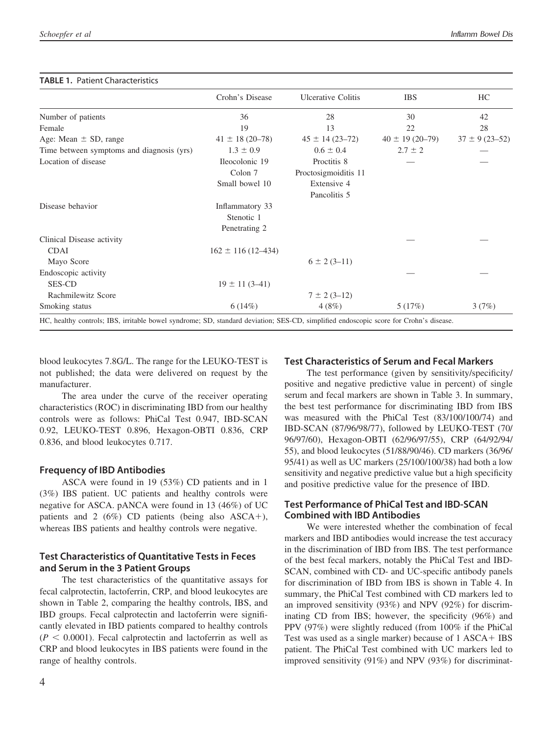**TABLE 1.** Patient Characteristics

| | Crohn's Disease | Ulcerative Colitis | IBS | HC |
|---|---|---|---|---|
| Number of patients | 36 | 28 | 30 | 42 |
| Female | 19 | 13 | 22 | 28 |
| Age: Mean ± SD, range | 41 ± 18 (20–78) | 45 ± 14 (23–72) | 40 ± 19 (20–79) | 37 ± 9 (23–52) |
| Time between symptoms and diagnosis (yrs) | 1.3 ± 0.9 | 0.6 ± 0.4 | 2.7 ± 2 | — |
| Location of disease | Ileocolonic 19 | Proctitis 8 | — | — |
| | Colon 7 | Proctosigmoiditis 11 | | |
| | Small bowel 10 | Extensive 4 | | |
| | | Pancolitis 5 | | |
| Disease behavior | Inflammatory 33 | | | |
| | Stenotic 1 | | | |
| | Penetrating 2 | | | |
| Clinical Disease activity | | | — | — |
| CDAI | 162 ± 116 (12–434) | | | |
| Mayo Score | | 6 ± 2 (3–11) | | |
| Endoscopic activity | | | — | — |
| SES-CD | 19 ± 11 (3–41) | | | |
| Rachmilewitz Score | | 7 ± 2 (3–12) | | |
| Smoking status | 6 (14%) | 4 (8%) | 5 (17%) | 3 (7%) |

HC, healthy controls; IBS, irritable bowel syndrome; SD, standard deviation; SES-CD, simplified endoscopic score for Crohn's disease.

blood leukocytes 7.8G/L. The range for the LEUKO-TEST is not published; the data were delivered on request by the manufacturer.

The area under the curve of the receiver operating characteristics (ROC) in discriminating IBD from our healthy controls were as follows: PhiCal Test 0.947, IBD-SCAN 0.92, LEUKO-TEST 0.896, Hexagon-OBTI 0.836, CRP 0.836, and blood leukocytes 0.717.

## Frequency of IBD Antibodies

ASCA were found in 19 (53%) CD patients and in 1 (3%) IBS patient. UC patients and healthy controls were negative for ASCA. pANCA were found in 13 (46%) of UC patients and 2 (6%) CD patients (being also ASCA+), whereas IBS patients and healthy controls were negative.

## Test Characteristics of Quantitative Tests in Feces and Serum in the 3 Patient Groups

The test characteristics of the quantitative assays for fecal calprotectin, lactoferrin, CRP, and blood leukocytes are shown in Table 2, comparing the healthy controls, IBS, and IBD groups. Fecal calprotectin and lactoferrin were significantly elevated in IBD patients compared to healthy controls ($P < 0.0001$). Fecal calprotectin and lactoferrin as well as CRP and blood leukocytes in IBS patients were found in the range of healthy controls.

## Test Characteristics of Serum and Fecal Markers

The test performance (given by sensitivity/specificity/positive and negative predictive value in percent) of single serum and fecal markers are shown in Table 3. In summary, the best test performance for discriminating IBD from IBS was measured with the PhiCal Test (83/100/100/74) and IBD-SCAN (87/96/98/77), followed by LEUKO-TEST (70/96/97/60), Hexagon-OBTI (62/96/97/55), CRP (64/92/94/55), and blood leukocytes (51/88/90/46). CD markers (36/96/95/41) as well as UC markers (25/100/100/38) had both a low sensitivity and negative predictive value but a high specificity and positive predictive value for the presence of IBD.

## Test Performance of PhiCal Test and IBD-SCAN Combined with IBD Antibodies

We were interested whether the combination of fecal markers and IBD antibodies would increase the test accuracy in the discrimination of IBD from IBS. The test performance of the best fecal markers, notably the PhiCal Test and IBD-SCAN, combined with CD- and UC-specific antibody panels for discrimination of IBD from IBS is shown in Table 4. In summary, the PhiCal Test combined with CD markers led to an improved sensitivity (93%) and NPV (92%) for discriminating CD from IBS; however, the specificity (96%) and PPV (97%) were slightly reduced (from 100% if the PhiCal Test was used as a single marker) because of 1 ASCA+ IBS patient. The PhiCal Test combined with UC markers led to improved sensitivity (91%) and NPV (93%) for discriminat-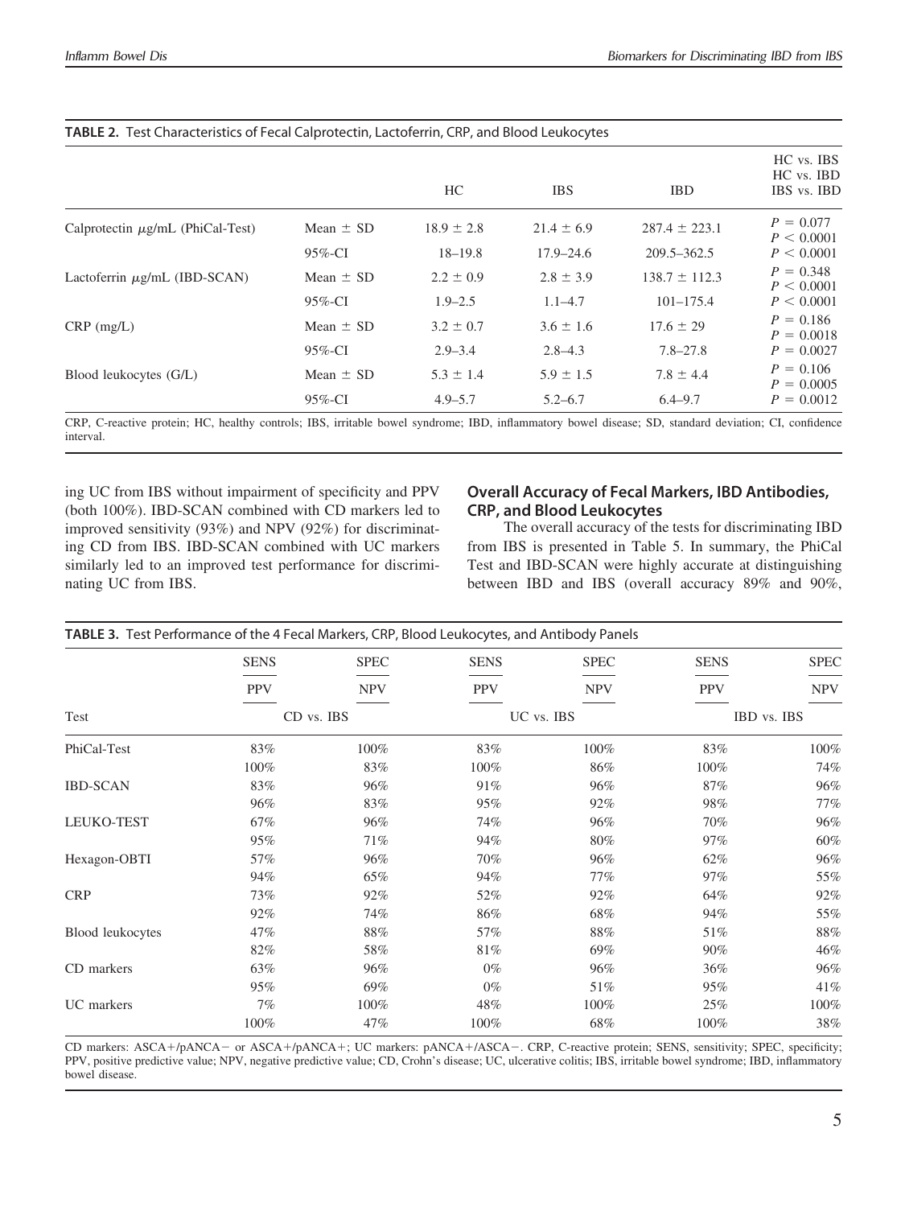**TABLE 2.** Test Characteristics of Fecal Calprotectin, Lactoferrin, CRP, and Blood Leukocytes

| | | HC | IBS | IBD | HC vs. IBS<br>HC vs. IBD<br>IBS vs. IBD |
|---|---|---|---|---|---|
| Calprotectin μg/mL (PhiCal-Test) | Mean ± SD | 18.9 ± 2.8 | 21.4 ± 6.9 | 287.4 ± 223.1 | $P = 0.077$<br>$P < 0.0001$ |
| | 95%-CI | 18–19.8 | 17.9–24.6 | 209.5–362.5 | $P < 0.0001$ |
| Lactoferrin μg/mL (IBD-SCAN) | Mean ± SD | 2.2 ± 0.9 | 2.8 ± 3.9 | 138.7 ± 112.3 | $P = 0.348$<br>$P < 0.0001$ |
| | 95%-CI | 1.9–2.5 | 1.1–4.7 | 101–175.4 | $P < 0.0001$ |
| CRP (mg/L) | Mean ± SD | 3.2 ± 0.7 | 3.6 ± 1.6 | 17.6 ± 29 | $P = 0.186$<br>$P = 0.0018$ |
| | 95%-CI | 2.9–3.4 | 2.8–4.3 | 7.8–27.8 | $P = 0.0027$ |
| Blood leukocytes (G/L) | Mean ± SD | 5.3 ± 1.4 | 5.9 ± 1.5 | 7.8 ± 4.4 | $P = 0.106$<br>$P = 0.0005$ |
| | 95%-CI | 4.9–5.7 | 5.2–6.7 | 6.4–9.7 | $P = 0.0012$ |

CRP, C-reactive protein; HC, healthy controls; IBS, irritable bowel syndrome; IBD, inflammatory bowel disease; SD, standard deviation; CI, confidence interval.

ing UC from IBS without impairment of specificity and PPV (both 100%). IBD-SCAN combined with CD markers led to improved sensitivity (93%) and NPV (92%) for discriminating CD from IBS. IBD-SCAN combined with UC markers similarly led to an improved test performance for discriminating UC from IBS.

### Overall Accuracy of Fecal Markers, IBD Antibodies, CRP, and Blood Leukocytes

The overall accuracy of the tests for discriminating IBD from IBS is presented in Table 5. In summary, the PhiCal Test and IBD-SCAN were highly accurate at distinguishing between IBD and IBS (overall accuracy 89% and 90%,

**TABLE 3.** Test Performance of the 4 Fecal Markers, CRP, Blood Leukocytes, and Antibody Panels

| Test | SENS / PPV (CD vs. IBS) | SPEC / NPV (CD vs. IBS) | SENS / PPV (UC vs. IBS) | SPEC / NPV (UC vs. IBS) | SENS / PPV (IBD vs. IBS) | SPEC / NPV (IBD vs. IBS) |
|---|---|---|---|---|---|---|
| PhiCal-Test | 83% | 100% | 83% | 100% | 83% | 100% |
| | 100% | 83% | 100% | 86% | 100% | 74% |
| IBD-SCAN | 83% | 96% | 91% | 96% | 87% | 96% |
| | 96% | 83% | 95% | 92% | 98% | 77% |
| LEUKO-TEST | 67% | 96% | 74% | 96% | 70% | 96% |
| | 95% | 71% | 94% | 80% | 97% | 60% |
| Hexagon-OBTI | 57% | 96% | 70% | 96% | 62% | 96% |
| | 94% | 65% | 94% | 77% | 97% | 55% |
| CRP | 73% | 92% | 52% | 92% | 64% | 92% |
| | 92% | 74% | 86% | 68% | 94% | 55% |
| Blood leukocytes | 47% | 88% | 57% | 88% | 51% | 88% |
| | 82% | 58% | 81% | 69% | 90% | 46% |
| CD markers | 63% | 96% | 0% | 96% | 36% | 96% |
| | 95% | 69% | 0% | 51% | 95% | 41% |
| UC markers | 7% | 100% | 48% | 100% | 25% | 100% |
| | 100% | 47% | 100% | 68% | 100% | 38% |

CD markers: ASCA+/pANCA− or ASCA+/pANCA+; UC markers: pANCA+/ASCA−. CRP, C-reactive protein; SENS, sensitivity; SPEC, specificity; PPV, positive predictive value; NPV, negative predictive value; CD, Crohn's disease; UC, ulcerative colitis; IBS, irritable bowel syndrome; IBD, inflammatory bowel disease.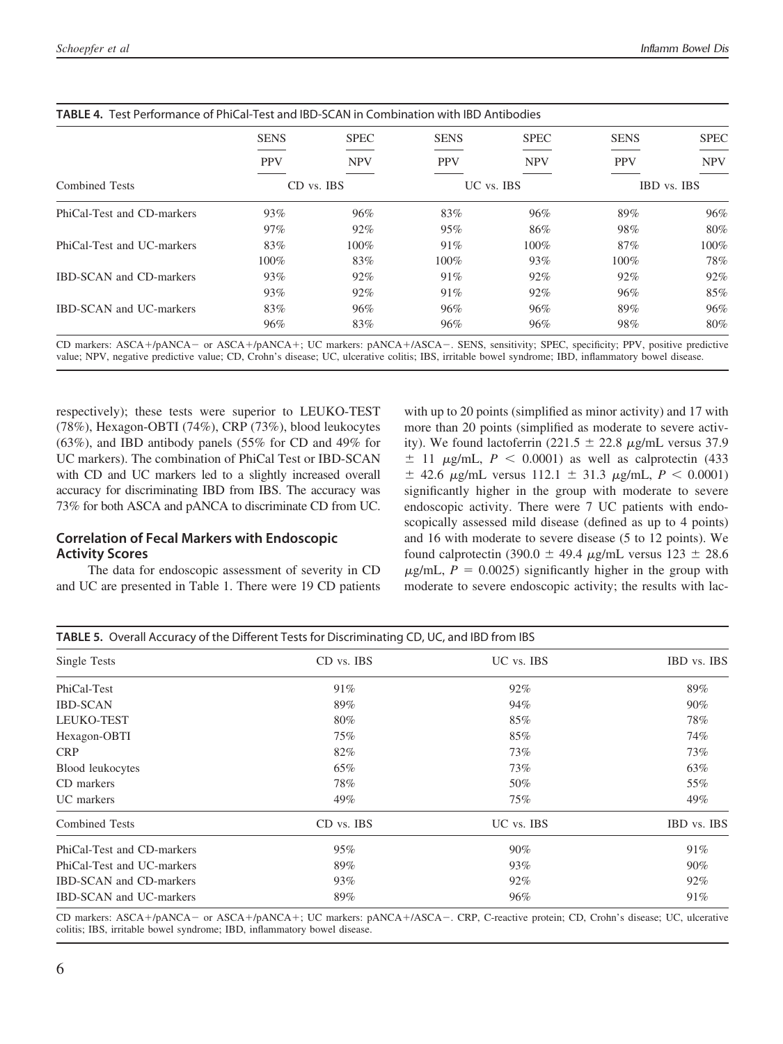**TABLE 4.** Test Performance of PhiCal-Test and IBD-SCAN in Combination with IBD Antibodies

| Combined Tests | SENS / PPV (CD vs. IBS) | SPEC / NPV (CD vs. IBS) | SENS / PPV (UC vs. IBS) | SPEC / NPV (UC vs. IBS) | SENS / PPV (IBD vs. IBS) | SPEC / NPV (IBD vs. IBS) |
|---|---|---|---|---|---|---|
| PhiCal-Test and CD-markers | 93% | 96% | 83% | 96% | 89% | 96% |
| | 97% | 92% | 95% | 86% | 98% | 80% |
| PhiCal-Test and UC-markers | 83% | 100% | 91% | 100% | 87% | 100% |
| | 100% | 83% | 100% | 93% | 100% | 78% |
| IBD-SCAN and CD-markers | 93% | 92% | 91% | 92% | 92% | 92% |
| | 93% | 92% | 91% | 92% | 96% | 85% |
| IBD-SCAN and UC-markers | 83% | 96% | 96% | 96% | 89% | 96% |
| | 96% | 83% | 96% | 96% | 98% | 80% |

CD markers: ASCA+/pANCA− or ASCA+/pANCA+; UC markers: pANCA+/ASCA−. SENS, sensitivity; SPEC, specificity; PPV, positive predictive value; NPV, negative predictive value; CD, Crohn's disease; UC, ulcerative colitis; IBS, irritable bowel syndrome; IBD, inflammatory bowel disease.

respectively); these tests were superior to LEUKO-TEST (78%), Hexagon-OBTI (74%), CRP (73%), blood leukocytes (63%), and IBD antibody panels (55% for CD and 49% for UC markers). The combination of PhiCal Test or IBD-SCAN with CD and UC markers led to a slightly increased overall accuracy for discriminating IBD from IBS. The accuracy was 73% for both ASCA and pANCA to discriminate CD from UC.

### Correlation of Fecal Markers with Endoscopic Activity Scores

The data for endoscopic assessment of severity in CD and UC are presented in Table 1. There were 19 CD patients with up to 20 points (simplified as minor activity) and 17 with more than 20 points (simplified as moderate to severe activity). We found lactoferrin (221.5 ± 22.8 μg/mL versus 37.9 ± 11 μg/mL, $P < 0.0001$) as well as calprotectin (433 ± 42.6 μg/mL versus 112.1 ± 31.3 μg/mL, $P < 0.0001$) significantly higher in the group with moderate to severe endoscopic activity. There were 7 UC patients with endoscopically assessed mild disease (defined as up to 4 points) and 16 with moderate to severe disease (5 to 12 points). We found calprotectin (390.0 ± 49.4 μg/mL versus 123 ± 28.6 μg/mL, $P = 0.0025$) significantly higher in the group with moderate to severe endoscopic activity; the results with lac-

**TABLE 5.** Overall Accuracy of the Different Tests for Discriminating CD, UC, and IBD from IBS

| Single Tests | CD vs. IBS | UC vs. IBS | IBD vs. IBS |
|---|---|---|---|
| PhiCal-Test | 91% | 92% | 89% |
| IBD-SCAN | 89% | 94% | 90% |
| LEUKO-TEST | 80% | 85% | 78% |
| Hexagon-OBTI | 75% | 85% | 74% |
| CRP | 82% | 73% | 73% |
| Blood leukocytes | 65% | 73% | 63% |
| CD markers | 78% | 50% | 55% |
| UC markers | 49% | 75% | 49% |
| **Combined Tests** | **CD vs. IBS** | **UC vs. IBS** | **IBD vs. IBS** |
| PhiCal-Test and CD-markers | 95% | 90% | 91% |
| PhiCal-Test and UC-markers | 89% | 93% | 90% |
| IBD-SCAN and CD-markers | 93% | 92% | 92% |
| IBD-SCAN and UC-markers | 89% | 96% | 91% |

CD markers: ASCA+/pANCA− or ASCA+/pANCA+; UC markers: pANCA+/ASCA−. CRP, C-reactive protein; CD, Crohn's disease; UC, ulcerative colitis; IBS, irritable bowel syndrome; IBD, inflammatory bowel disease.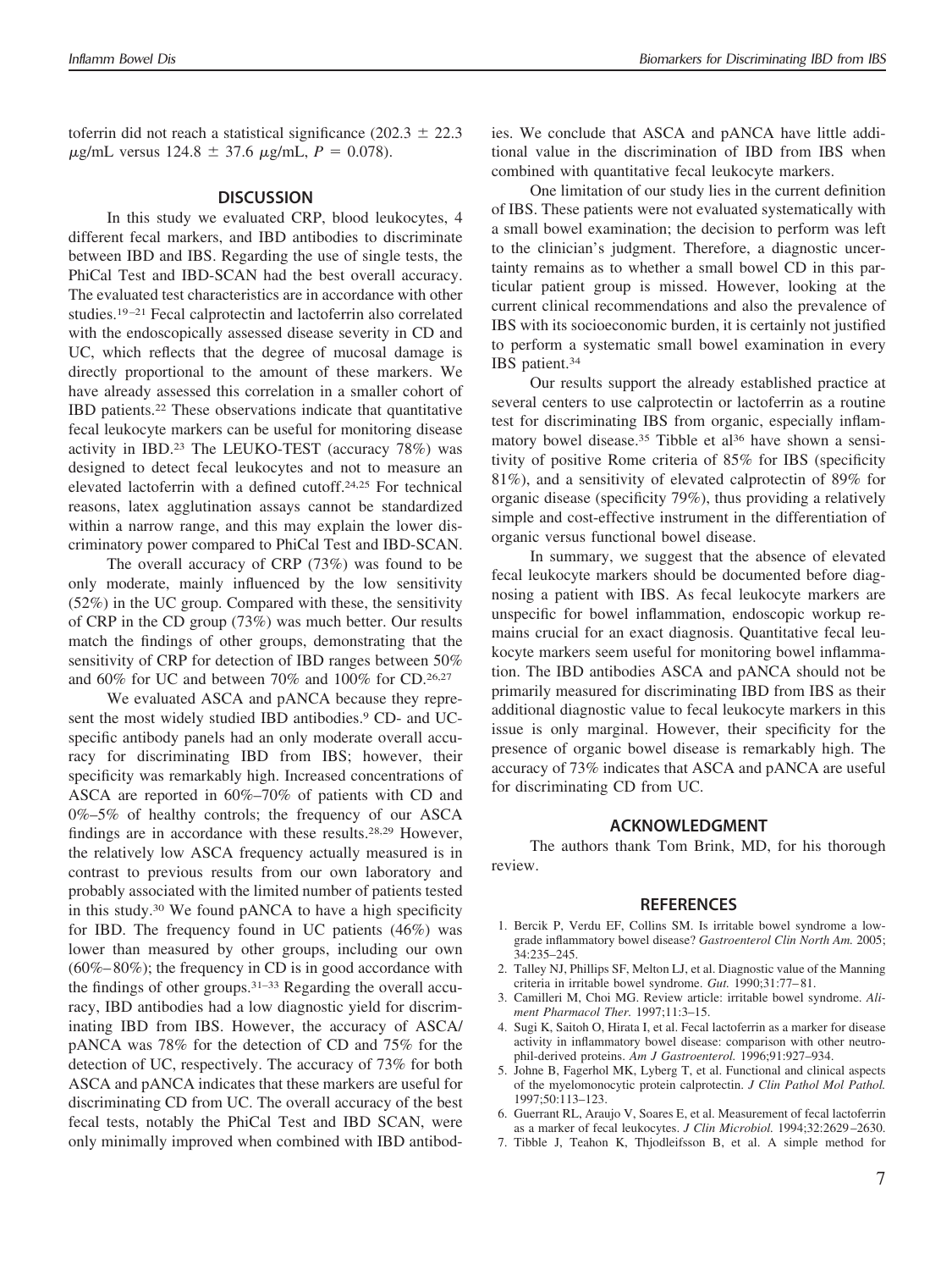toferrin did not reach a statistical significance ($202.3 \pm 22.3$ $\mu$g/mL versus $124.8 \pm 37.6$ $\mu$g/mL, $P = 0.078$).

## DISCUSSION

In this study we evaluated CRP, blood leukocytes, 4 different fecal markers, and IBD antibodies to discriminate between IBD and IBS. Regarding the use of single tests, the PhiCal Test and IBD-SCAN had the best overall accuracy. The evaluated test characteristics are in accordance with other studies.[19–21] Fecal calprotectin and lactoferrin also correlated with the endoscopically assessed disease severity in CD and UC, which reflects that the degree of mucosal damage is directly proportional to the amount of these markers. We have already assessed this correlation in a smaller cohort of IBD patients.[22] These observations indicate that quantitative fecal leukocyte markers can be useful for monitoring disease activity in IBD.[23] The LEUKO-TEST (accuracy 78%) was designed to detect fecal leukocytes and not to measure an elevated lactoferrin with a defined cutoff.[24,25] For technical reasons, latex agglutination assays cannot be standardized within a narrow range, and this may explain the lower discriminatory power compared to PhiCal Test and IBD-SCAN.

The overall accuracy of CRP (73%) was found to be only moderate, mainly influenced by the low sensitivity (52%) in the UC group. Compared with these, the sensitivity of CRP in the CD group (73%) was much better. Our results match the findings of other groups, demonstrating that the sensitivity of CRP for detection of IBD ranges between 50% and 60% for UC and between 70% and 100% for CD.[26,27]

We evaluated ASCA and pANCA because they represent the most widely studied IBD antibodies.[9] CD- and UC-specific antibody panels had an only moderate overall accuracy for discriminating IBD from IBS; however, their specificity was remarkably high. Increased concentrations of ASCA are reported in 60%–70% of patients with CD and 0%–5% of healthy controls; the frequency of our ASCA findings are in accordance with these results.[28,29] However, the relatively low ASCA frequency actually measured is in contrast to previous results from our own laboratory and probably associated with the limited number of patients tested in this study.[30] We found pANCA to have a high specificity for IBD. The frequency found in UC patients (46%) was lower than measured by other groups, including our own (60%–80%); the frequency in CD is in good accordance with the findings of other groups.[31–33] Regarding the overall accuracy, IBD antibodies had a low diagnostic yield for discriminating IBD from IBS. However, the accuracy of ASCA/pANCA was 78% for the detection of CD and 75% for the detection of UC, respectively. The accuracy of 73% for both ASCA and pANCA indicates that these markers are useful for discriminating CD from UC. The overall accuracy of the best fecal tests, notably the PhiCal Test and IBD SCAN, were only minimally improved when combined with IBD antibodies. We conclude that ASCA and pANCA have little additional value in the discrimination of IBD from IBS when combined with quantitative fecal leukocyte markers.

One limitation of our study lies in the current definition of IBS. These patients were not evaluated systematically with a small bowel examination; the decision to perform was left to the clinician's judgment. Therefore, a diagnostic uncertainty remains as to whether a small bowel CD in this particular patient group is missed. However, looking at the current clinical recommendations and also the prevalence of IBS with its socioeconomic burden, it is certainly not justified to perform a systematic small bowel examination in every IBS patient.[34]

Our results support the already established practice at several centers to use calprotectin or lactoferrin as a routine test for discriminating IBS from organic, especially inflammatory bowel disease.[35] Tibble et al[36] have shown a sensitivity of positive Rome criteria of 85% for IBS (specificity 81%), and a sensitivity of elevated calprotectin of 89% for organic disease (specificity 79%), thus providing a relatively simple and cost-effective instrument in the differentiation of organic versus functional bowel disease.

In summary, we suggest that the absence of elevated fecal leukocyte markers should be documented before diagnosing a patient with IBS. As fecal leukocyte markers are unspecific for bowel inflammation, endoscopic workup remains crucial for an exact diagnosis. Quantitative fecal leukocyte markers seem useful for monitoring bowel inflammation. The IBD antibodies ASCA and pANCA should not be primarily measured for discriminating IBD from IBS as their additional diagnostic value to fecal leukocyte markers in this issue is only marginal. However, their specificity for the presence of organic bowel disease is remarkably high. The accuracy of 73% indicates that ASCA and pANCA are useful for discriminating CD from UC.

## ACKNOWLEDGMENT

The authors thank Tom Brink, MD, for his thorough review.

## REFERENCES

1. Bercik P, Verdu EF, Collins SM. Is irritable bowel syndrome a low-grade inflammatory bowel disease? *Gastroenterol Clin North Am.* 2005; 34:235–245.
2. Talley NJ, Phillips SF, Melton LJ, et al. Diagnostic value of the Manning criteria in irritable bowel syndrome. *Gut.* 1990;31:77–81.
3. Camilleri M, Choi MG. Review article: irritable bowel syndrome. *Aliment Pharmacol Ther.* 1997;11:3–15.
4. Sugi K, Saitoh O, Hirata I, et al. Fecal lactoferrin as a marker for disease activity in inflammatory bowel disease: comparison with other neutrophil-derived proteins. *Am J Gastroenterol.* 1996;91:927–934.
5. Johne B, Fagerhol MK, Lyberg T, et al. Functional and clinical aspects of the myelomonocytic protein calprotectin. *J Clin Pathol Mol Pathol.* 1997;50:113–123.
6. Guerrant RL, Araujo V, Soares E, et al. Measurement of fecal lactoferrin as a marker of fecal leukocytes. *J Clin Microbiol.* 1994;32:2629–2630.
7. Tibble J, Teahon K, Thjodleifsson B, et al. A simple method for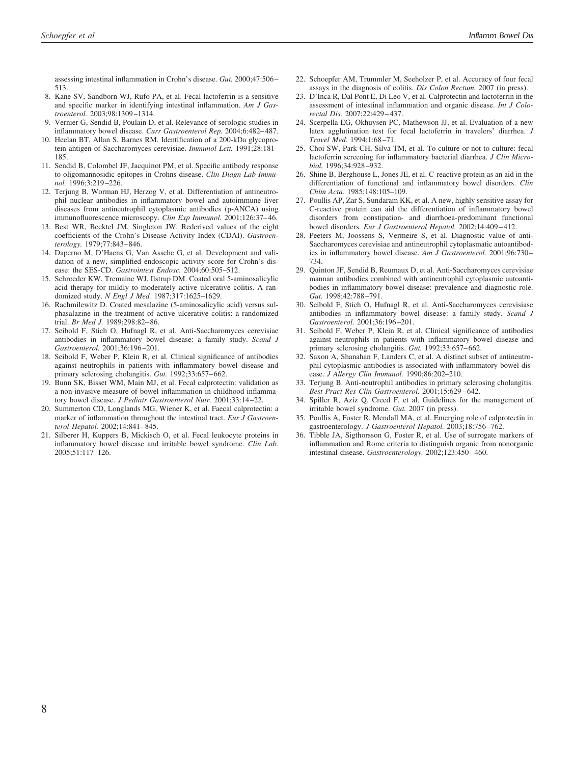assessing intestinal inflammation in Crohn's disease. *Gut.* 2000;47:506–513.

8. Kane SV, Sandborn WJ, Rufo PA, et al. Fecal lactoferrin is a sensitive and specific marker in identifying intestinal inflammation. *Am J Gastroenterol.* 2003;98:1309–1314.
9. Vernier G, Sendid B, Poulain D, et al. Relevance of serologic studies in inflammatory bowel disease. *Curr Gastroenterol Rep.* 2004;6:482–487.
10. Heelan BT, Allan S, Barnes RM. Identification of a 200-kDa glycoprotein antigen of Saccharomyces cerevisiae. *Immunol Lett.* 1991;28:181–185.
11. Sendid B, Colombel JF, Jacquinot PM, et al. Specific antibody response to oligomannosidic epitopes in Crohns disease. *Clin Diagn Lab Immunol.* 1996;3:219–226.
12. Terjung B, Worman HJ, Herzog V, et al. Differentiation of antineutrophil nuclear antibodies in inflammatory bowel and autoimmune liver diseases from antineutrophil cytoplasmic antibodies (p-ANCA) using immunofluorescence microscopy. *Clin Exp Immunol.* 2001;126:37–46.
13. Best WR, Becktel JM, Singleton JW. Rederived values of the eight coefficients of the Crohn's Disease Activity Index (CDAI). *Gastroenterology.* 1979;77:843–846.
14. Daperno M, D'Haens G, Van Assche G, et al. Development and validation of a new, simplified endoscopic activity score for Crohn's disease: the SES-CD. *Gastrointest Endosc.* 2004;60:505–512.
15. Schroeder KW, Tremaine WJ, Ilstrup DM. Coated oral 5-aminosalicylic acid therapy for mildly to moderately active ulcerative colitis. A randomized study. *N Engl J Med.* 1987;317:1625–1629.
16. Rachmilewitz D. Coated mesalazine (5-aminosalicylic acid) versus sulphasalazine in the treatment of active ulcerative colitis: a randomized trial. *Br Med J.* 1989;298:82–86.
17. Seibold F, Stich O, Hufnagl R, et al. Anti-Saccharomyces cerevisiae antibodies in inflammatory bowel disease: a family study. *Scand J Gastroenterol.* 2001;36:196–201.
18. Seibold F, Weber P, Klein R, et al. Clinical significance of antibodies against neutrophils in patients with inflammatory bowel disease and primary sclerosing cholangitis. *Gut.* 1992;33:657–662.
19. Bunn SK, Bisset WM, Main MJ, et al. Fecal calprotectin: validation as a non-invasive measure of bowel inflammation in childhood inflammatory bowel disease. *J Pediatr Gastroenterol Nutr.* 2001;33:14–22.
20. Summerton CD, Longlands MG, Wiener K, et al. Faecal calprotectin: a marker of inflammation throughout the intestinal tract. *Eur J Gastroenterol Hepatol.* 2002;14:841–845.
21. Silberer H, Kuppers B, Mickisch O, et al. Fecal leukocyte proteins in inflammatory bowel disease and irritable bowel syndrome. *Clin Lab.* 2005;51:117–126.
22. Schoepfer AM, Trummler M, Seeholzer P, et al. Accuracy of four fecal assays in the diagnosis of colitis. *Dis Colon Rectum.* 2007 (in press).
23. D'Inca R, Dal Pont E, Di Leo V, et al. Calprotectin and lactoferrin in the assessment of intestinal inflammation and organic disease. *Int J Colorectal Dis.* 2007;22:429–437.
24. Scerpella EG, Okhuysen PC, Mathewson JJ, et al. Evaluation of a new latex agglutination test for fecal lactoferrin in travelers' diarrhea. *J Travel Med.* 1994;1:68–71.
25. Choi SW, Park CH, Silva TM, et al. To culture or not to culture: fecal lactoferrin screening for inflammatory bacterial diarrhea. *J Clin Microbiol.* 1996;34:928–932.
26. Shine B, Berghouse L, Jones JE, et al. C-reactive protein as an aid in the differentiation of functional and inflammatory bowel disorders. *Clin Chim Acta.* 1985;148:105–109.
27. Poullis AP, Zar S, Sundaram KK, et al. A new, highly sensitive assay for C-reactive protein can aid the differentiation of inflammatory bowel disorders from constipation- and diarrhoea-predominant functional bowel disorders. *Eur J Gastroenterol Hepatol.* 2002;14:409–412.
28. Peeters M, Joossens S, Vermeire S, et al. Diagnostic value of anti-Saccharomyces cerevisiae and antineutrophil cytoplasmatic autoantibodies in inflammatory bowel disease. *Am J Gastroenterol.* 2001;96:730–734.
29. Quinton JF, Sendid B, Reumaux D, et al. Anti-Saccharomyces cerevisiae mannan antibodies combined with antineutrophil cytoplasmic autoantibodies in inflammatory bowel disease: prevalence and diagnostic role. *Gut.* 1998;42:788–791.
30. Seibold F, Stich O, Hufnagl R, et al. Anti-Saccharomyces cerevisiase antibodies in inflammatory bowel disease: a family study. *Scand J Gastroenterol.* 2001;36:196–201.
31. Seibold F, Weber P, Klein R, et al. Clinical significance of antibodies against neutrophils in patients with inflammatory bowel disease and primary sclerosing cholangitis. *Gut.* 1992;33:657–662.
32. Saxon A, Shanahan F, Landers C, et al. A distinct subset of antineutrophil cytoplasmic antibodies is associated with inflammatory bowel disease. *J Allergy Clin Immunol.* 1990;86:202–210.
33. Terjung B. Anti-neutrophil antibodies in primary sclerosing cholangitis. *Best Pract Res Clin Gastroenterol.* 2001;15:629–642.
34. Spiller R, Aziz Q, Creed F, et al. Guidelines for the management of irritable bowel syndrome. *Gut.* 2007 (in press).
35. Poullis A, Foster R, Mendall MA, et al. Emerging role of calprotectin in gastroenterology. *J Gastroenterol Hepatol.* 2003;18:756–762.
36. Tibble JA, Sigthorsson G, Foster R, et al. Use of surrogate markers of inflammation and Rome criteria to distinguish organic from nonorganic intestinal disease. *Gastroenterology.* 2002;123:450–460.